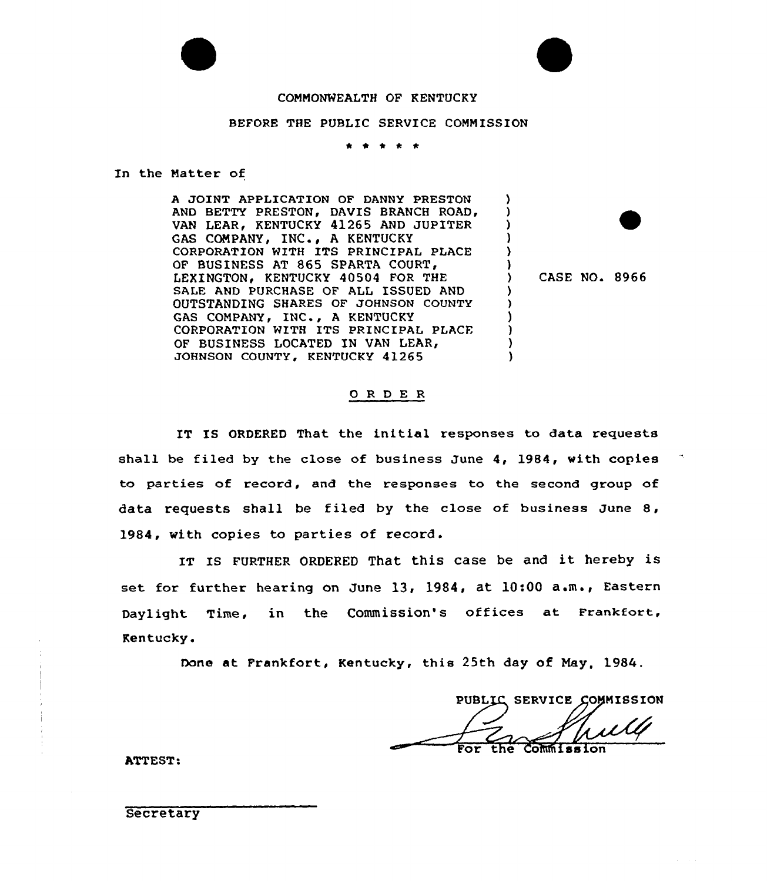COMMONWEALTH OF KENTUCKY

BEFORE THE PUBLIC SERVICE COMMISSION

\* \* \* \* \*

In the Matter of

A JOINT APPLICATION OF DANNY PRESTON AND BETTY PRESTON, DAVIS BRANCH ROAD, VAN LEAR, KENTUCKY 41265 AND JUPITER GAS COMPANY, INC., A KENTUCKY CORPORATION WITH ITS PRINCIPAL PLACE OF BUSINESS AT 865 SPARTA COURT, LEXINGTON, KENTUCKY 40504 FOR THE SALE AND PURCHASE OF ALL ISSUED AND OUTSTANDING SHARES OF JOHNSON COUNTY GAS COMPANY, INC., A KENTUCKY CORPORATION WITH ITS PRINCIPAL PLACE OF BUSINESS LOCATED IN VAN LEAR, JOHNSON COUNTY, KENTUCKY 41265

CASE NO. 8966

O R D E R

IT IS ORDERED That the initial responses to data requests shall be filed by the close of business June 4, 1984, with copies to parties of record, and the responses to the second group of data requests shall be filed by the close of business June 8, 1984, with copies to parties of record.

IT IS FURTHER ORDERED That this case be and it hereby is set for further hearing on June 13, 1984, at 10:00 a.m., Eastern Daylight Time, in the Commission's offices at Frankfort, Kentucky.

Done at Frankfort, Kentucky, this 25th day of May, 1984.

PUBLIC SERVICE COMMISSION

For the Commission

ATTEST:

Secretary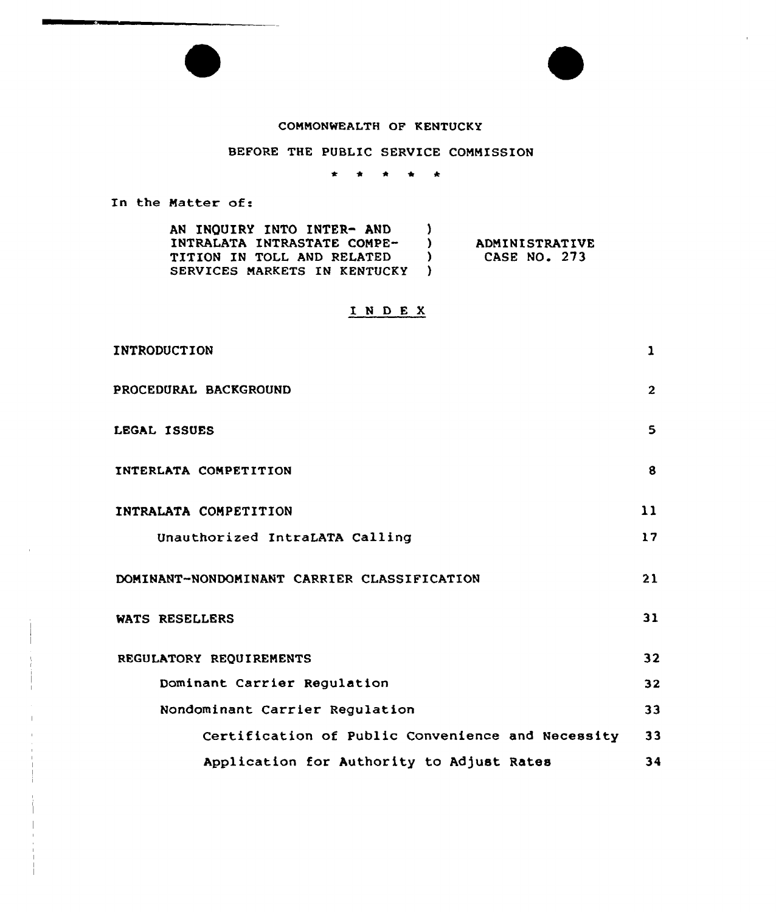COMMONWEALTH OF KENTUCKY

BEFORE THE PUBLIC SERVICE COMMISSION

\* \* \* \* \*

In the Matter of:

| | | |
|---|---|---|
| AN INQUIRY INTO INTER- AND INTRALATA INTRASTATE COMPETITION IN TOLL AND RELATED SERVICES MARKETS IN KENTUCKY | ) | ADMINISTRATIVE CASE NO. 273 |

# INDEX

| | |
|---|---|
| INTRODUCTION | 1 |
| PROCEDURAL BACKGROUND | 2 |
| LEGAL ISSUES | 5 |
| INTERLATA COMPETITION | 8 |
| INTRALATA COMPETITION | 11 |
| Unauthorized IntraLATA Calling | 17 |
| DOMINANT-NONDOMINANT CARRIER CLASSIFICATION | 21 |
| WATS RESELLERS | 31 |
| REGULATORY REQUIREMENTS | 32 |
| Dominant Carrier Regulation | 32 |
| Nondominant Carrier Regulation | 33 |
| Certification of Public Convenience and Necessity | 33 |
| Application for Authority to Adjust Rates | 34 |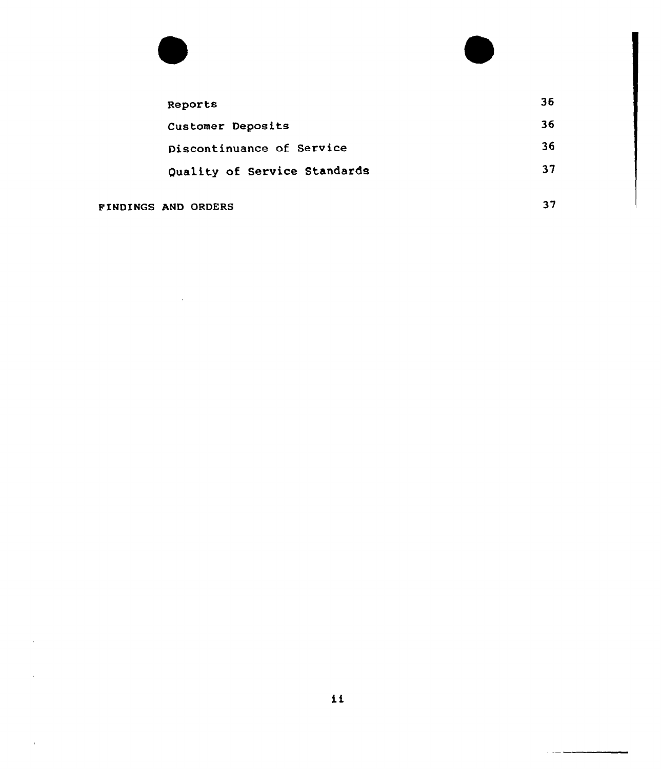| | |
|---|---|
| Reports | 36 |
| Customer Deposits | 36 |
| Discontinuance of Service | 36 |
| Quality of Service Standards | 37 |
| FINDINGS AND ORDERS | 37 |